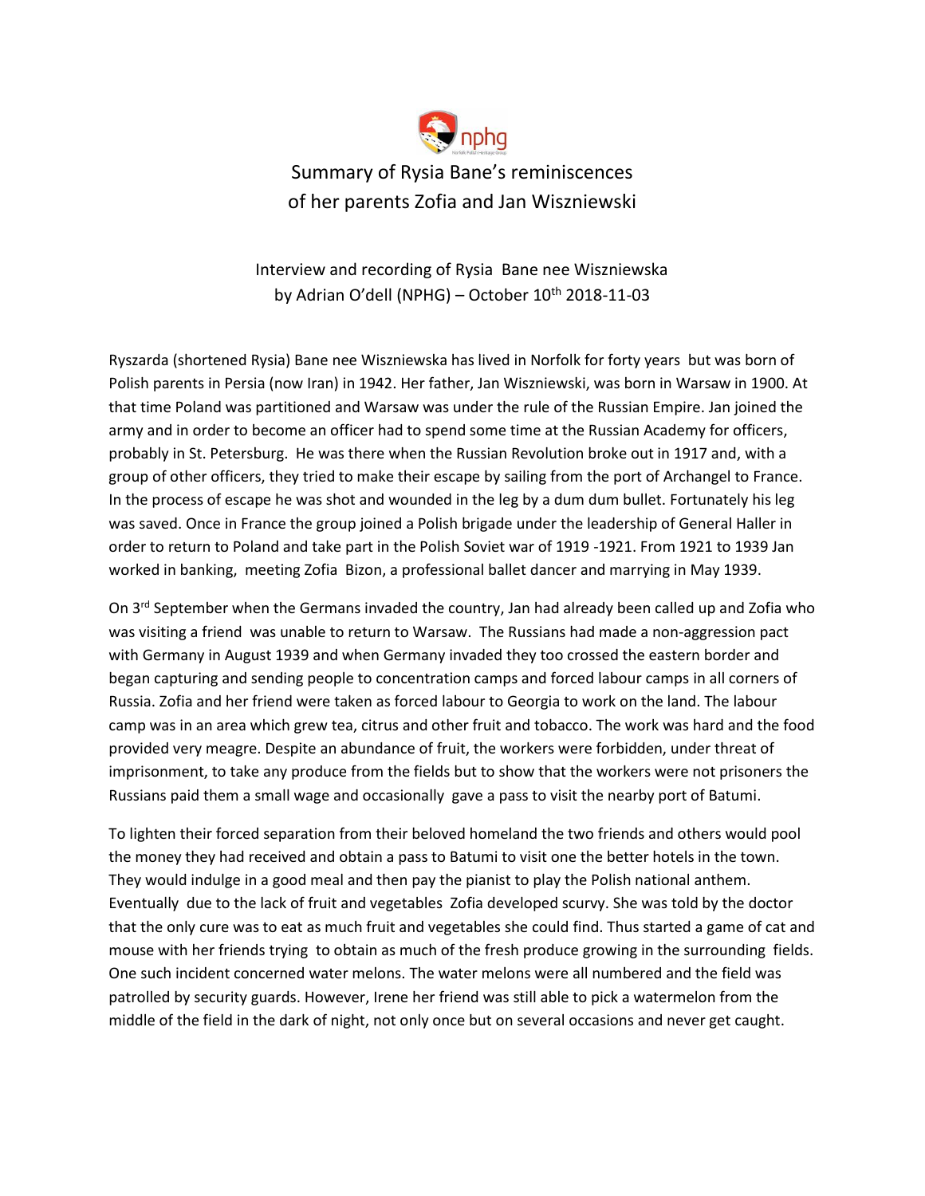# Summary of Rysia Bane's reminiscences of her parents Zofia and Jan Wiszniewski

Interview and recording of Rysia Bane nee Wiszniewska by Adrian O'dell (NPHG) – October 10th 2018-11-03

Ryszarda (shortened Rysia) Bane nee Wiszniewska has lived in Norfolk for forty years but was born of Polish parents in Persia (now Iran) in 1942. Her father, Jan Wiszniewski, was born in Warsaw in 1900. At that time Poland was partitioned and Warsaw was under the rule of the Russian Empire. Jan joined the army and in order to become an officer had to spend some time at the Russian Academy for officers, probably in St. Petersburg. He was there when the Russian Revolution broke out in 1917 and, with a group of other officers, they tried to make their escape by sailing from the port of Archangel to France. In the process of escape he was shot and wounded in the leg by a dum dum bullet. Fortunately his leg was saved. Once in France the group joined a Polish brigade under the leadership of General Haller in order to return to Poland and take part in the Polish Soviet war of 1919 -1921. From 1921 to 1939 Jan worked in banking, meeting Zofia Bizon, a professional ballet dancer and marrying in May 1939.

On 3rd September when the Germans invaded the country, Jan had already been called up and Zofia who was visiting a friend was unable to return to Warsaw. The Russians had made a non-aggression pact with Germany in August 1939 and when Germany invaded they too crossed the eastern border and began capturing and sending people to concentration camps and forced labour camps in all corners of Russia. Zofia and her friend were taken as forced labour to Georgia to work on the land. The labour camp was in an area which grew tea, citrus and other fruit and tobacco. The work was hard and the food provided very meagre. Despite an abundance of fruit, the workers were forbidden, under threat of imprisonment, to take any produce from the fields but to show that the workers were not prisoners the Russians paid them a small wage and occasionally gave a pass to visit the nearby port of Batumi.

To lighten their forced separation from their beloved homeland the two friends and others would pool the money they had received and obtain a pass to Batumi to visit one the better hotels in the town. They would indulge in a good meal and then pay the pianist to play the Polish national anthem. Eventually due to the lack of fruit and vegetables Zofia developed scurvy. She was told by the doctor that the only cure was to eat as much fruit and vegetables she could find. Thus started a game of cat and mouse with her friends trying to obtain as much of the fresh produce growing in the surrounding fields. One such incident concerned water melons. The water melons were all numbered and the field was patrolled by security guards. However, Irene her friend was still able to pick a watermelon from the middle of the field in the dark of night, not only once but on several occasions and never get caught.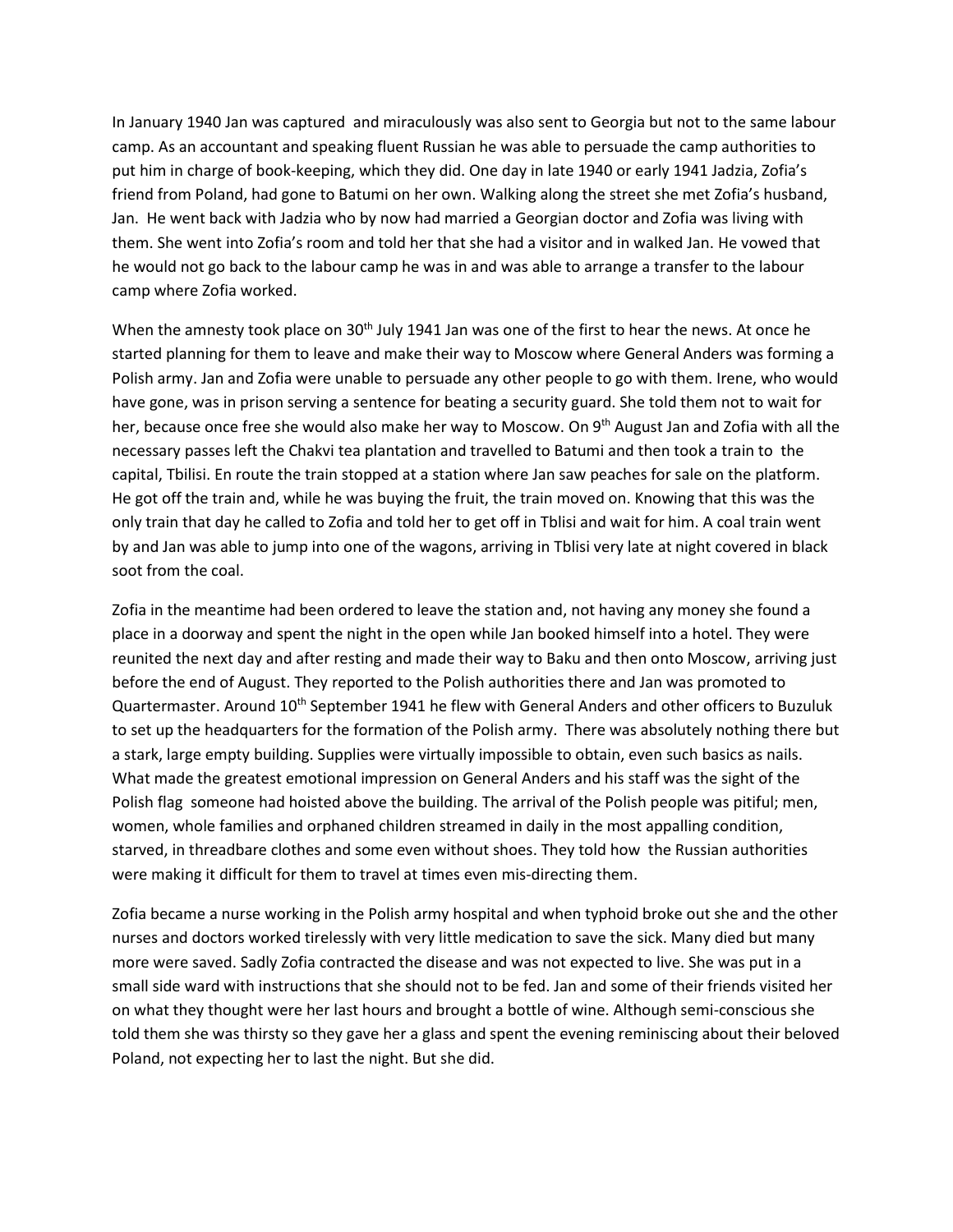In January 1940 Jan was captured and miraculously was also sent to Georgia but not to the same labour camp. As an accountant and speaking fluent Russian he was able to persuade the camp authorities to put him in charge of book-keeping, which they did. One day in late 1940 or early 1941 Jadzia, Zofia's friend from Poland, had gone to Batumi on her own. Walking along the street she met Zofia's husband, Jan. He went back with Jadzia who by now had married a Georgian doctor and Zofia was living with them. She went into Zofia's room and told her that she had a visitor and in walked Jan. He vowed that he would not go back to the labour camp he was in and was able to arrange a transfer to the labour camp where Zofia worked.

When the amnesty took place on 30th July 1941 Jan was one of the first to hear the news. At once he started planning for them to leave and make their way to Moscow where General Anders was forming a Polish army. Jan and Zofia were unable to persuade any other people to go with them. Irene, who would have gone, was in prison serving a sentence for beating a security guard. She told them not to wait for her, because once free she would also make her way to Moscow. On 9th August Jan and Zofia with all the necessary passes left the Chakvi tea plantation and travelled to Batumi and then took a train to the capital, Tbilisi. En route the train stopped at a station where Jan saw peaches for sale on the platform. He got off the train and, while he was buying the fruit, the train moved on. Knowing that this was the only train that day he called to Zofia and told her to get off in Tblisi and wait for him. A coal train went by and Jan was able to jump into one of the wagons, arriving in Tblisi very late at night covered in black soot from the coal.

Zofia in the meantime had been ordered to leave the station and, not having any money she found a place in a doorway and spent the night in the open while Jan booked himself into a hotel. They were reunited the next day and after resting and made their way to Baku and then onto Moscow, arriving just before the end of August. They reported to the Polish authorities there and Jan was promoted to Quartermaster. Around 10th September 1941 he flew with General Anders and other officers to Buzuluk to set up the headquarters for the formation of the Polish army. There was absolutely nothing there but a stark, large empty building. Supplies were virtually impossible to obtain, even such basics as nails. What made the greatest emotional impression on General Anders and his staff was the sight of the Polish flag someone had hoisted above the building. The arrival of the Polish people was pitiful; men, women, whole families and orphaned children streamed in daily in the most appalling condition, starved, in threadbare clothes and some even without shoes. They told how the Russian authorities were making it difficult for them to travel at times even mis-directing them.

Zofia became a nurse working in the Polish army hospital and when typhoid broke out she and the other nurses and doctors worked tirelessly with very little medication to save the sick. Many died but many more were saved. Sadly Zofia contracted the disease and was not expected to live. She was put in a small side ward with instructions that she should not to be fed. Jan and some of their friends visited her on what they thought were her last hours and brought a bottle of wine. Although semi-conscious she told them she was thirsty so they gave her a glass and spent the evening reminiscing about their beloved Poland, not expecting her to last the night. But she did.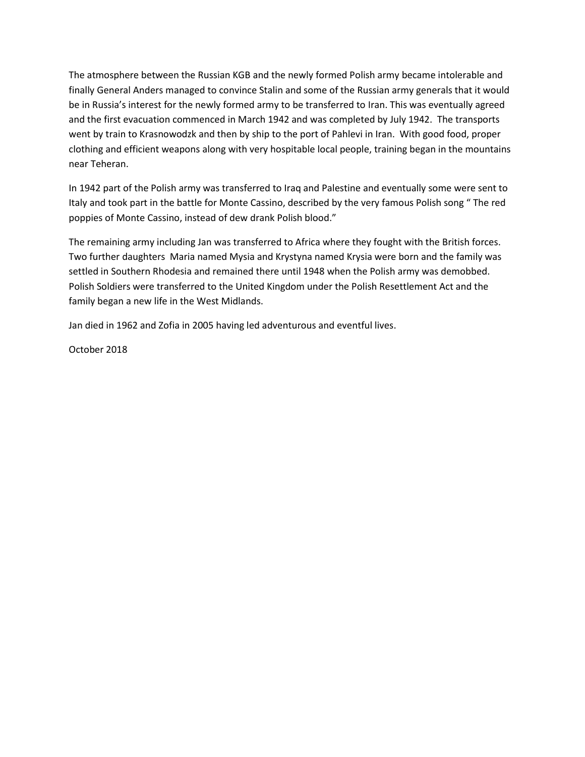The atmosphere between the Russian KGB and the newly formed Polish army became intolerable and finally General Anders managed to convince Stalin and some of the Russian army generals that it would be in Russia's interest for the newly formed army to be transferred to Iran. This was eventually agreed and the first evacuation commenced in March 1942 and was completed by July 1942. The transports went by train to Krasnowodzk and then by ship to the port of Pahlevi in Iran. With good food, proper clothing and efficient weapons along with very hospitable local people, training began in the mountains near Teheran.

In 1942 part of the Polish army was transferred to Iraq and Palestine and eventually some were sent to Italy and took part in the battle for Monte Cassino, described by the very famous Polish song " The red poppies of Monte Cassino, instead of dew drank Polish blood."

The remaining army including Jan was transferred to Africa where they fought with the British forces. Two further daughters Maria named Mysia and Krystyna named Krysia were born and the family was settled in Southern Rhodesia and remained there until 1948 when the Polish army was demobbed. Polish Soldiers were transferred to the United Kingdom under the Polish Resettlement Act and the family began a new life in the West Midlands.

Jan died in 1962 and Zofia in 2005 having led adventurous and eventful lives.

October 2018